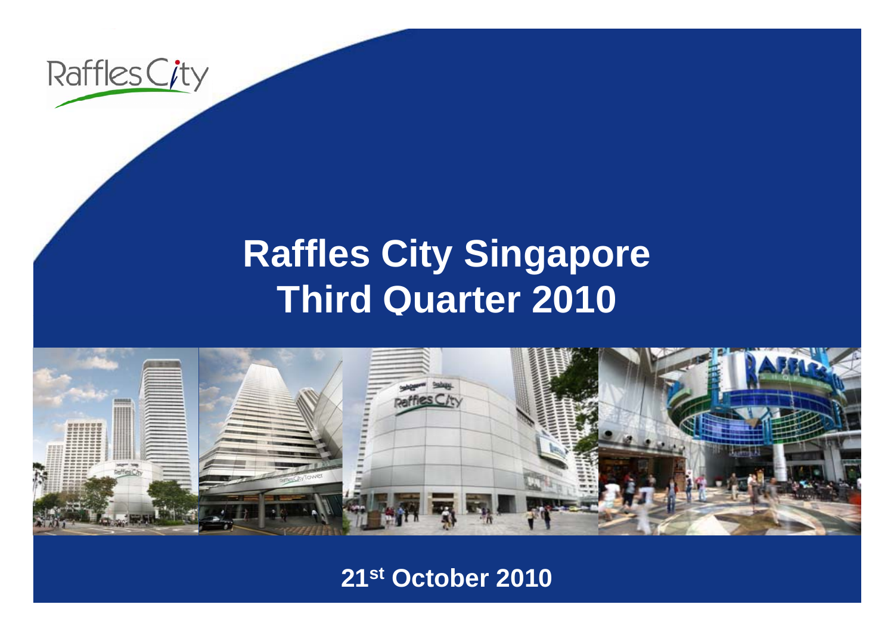# Raffles City Singapore
# Third Quarter 2010

21st October 2010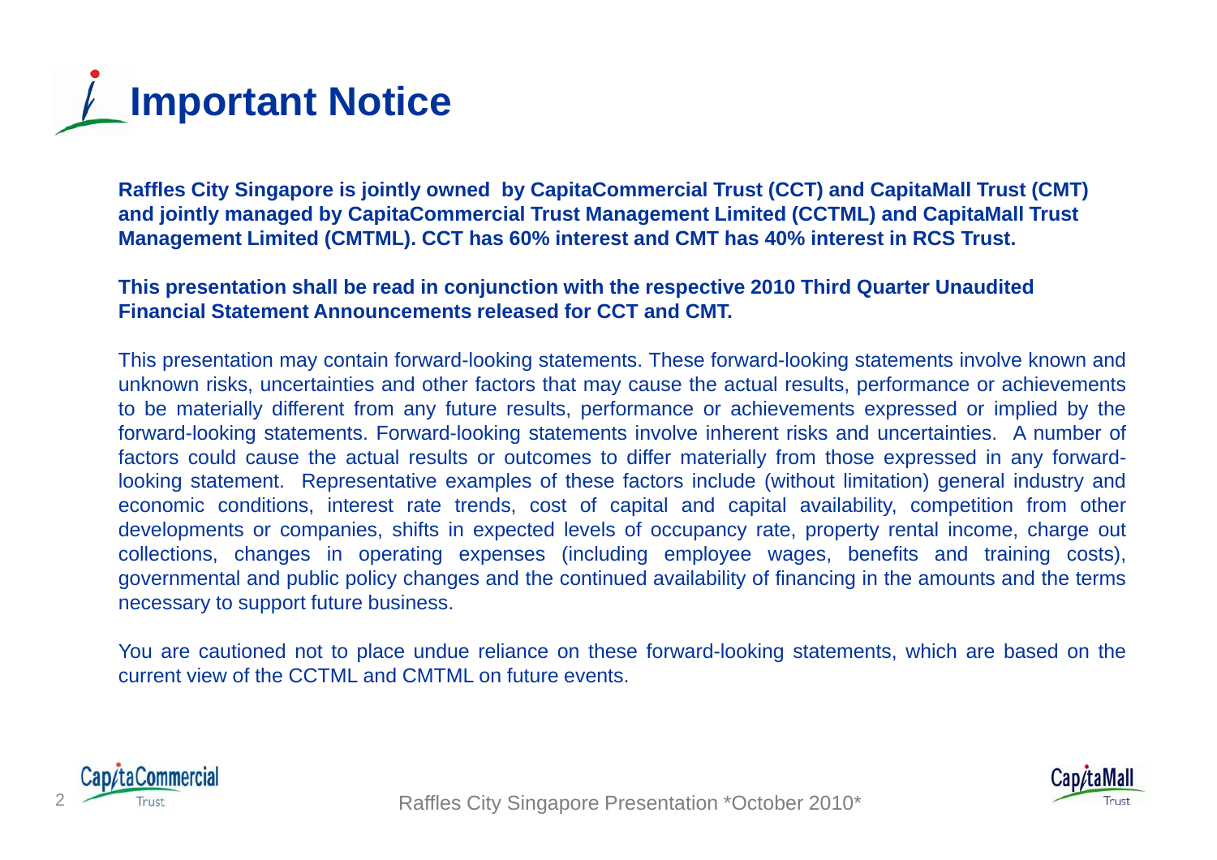# Important Notice

**Raffles City Singapore is jointly owned by CapitaCommercial Trust (CCT) and CapitaMall Trust (CMT) and jointly managed by CapitaCommercial Trust Management Limited (CCTML) and CapitaMall Trust Management Limited (CMTML). CCT has 60% interest and CMT has 40% interest in RCS Trust.**

**This presentation shall be read in conjunction with the respective 2010 Third Quarter Unaudited Financial Statement Announcements released for CCT and CMT.**

This presentation may contain forward-looking statements. These forward-looking statements involve known and unknown risks, uncertainties and other factors that may cause the actual results, performance or achievements to be materially different from any future results, performance or achievements expressed or implied by the forward-looking statements. Forward-looking statements involve inherent risks and uncertainties. A number of factors could cause the actual results or outcomes to differ materially from those expressed in any forward-looking statement. Representative examples of these factors include (without limitation) general industry and economic conditions, interest rate trends, cost of capital and capital availability, competition from other developments or companies, shifts in expected levels of occupancy rate, property rental income, charge out collections, changes in operating expenses (including employee wages, benefits and training costs), governmental and public policy changes and the continued availability of financing in the amounts and the terms necessary to support future business.

You are cautioned not to place undue reliance on these forward-looking statements, which are based on the current view of the CCTML and CMTML on future events.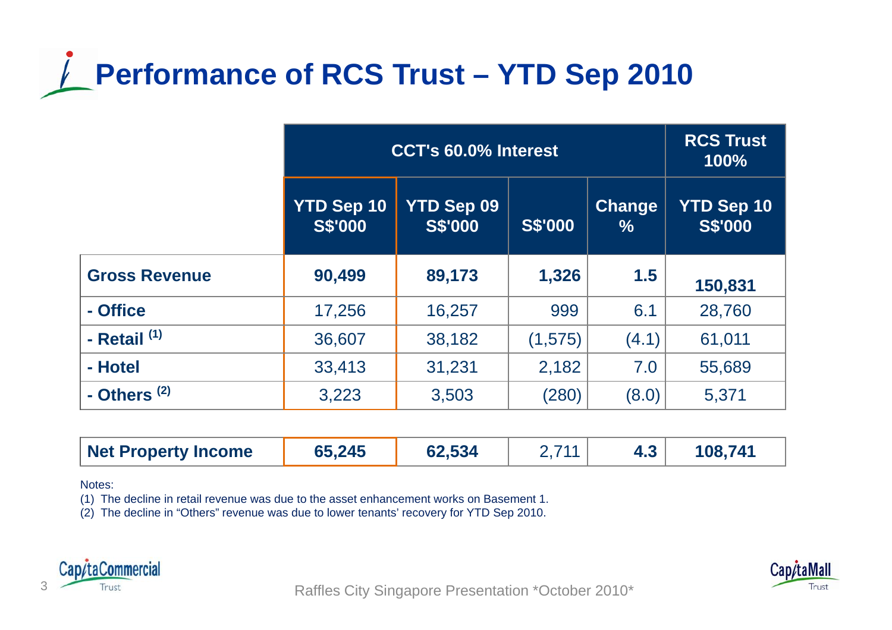# Performance of RCS Trust – YTD Sep 2010

| | CCT's 60.0% Interest | | | | RCS Trust 100% |
|---|---|---|---|---|---|
| | YTD Sep 10 S$'000 | YTD Sep 09 S$'000 | S$'000 | Change % | YTD Sep 10 S$'000 |
| **Gross Revenue** | **90,499** | **89,173** | **1,326** | **1.5** | **150,831** |
| **- Office** | 17,256 | 16,257 | 999 | 6.1 | 28,760 |
| **- Retail** [(1)] | 36,607 | 38,182 | (1,575) | (4.1) | 61,011 |
| **- Hotel** | 33,413 | 31,231 | 2,182 | 7.0 | 55,689 |
| **- Others** [(2)] | 3,223 | 3,503 | (280) | (8.0) | 5,371 |
| **Net Property Income** | **65,245** | **62,534** | 2,711 | **4.3** | **108,741** |

Notes:

(1) The decline in retail revenue was due to the asset enhancement works on Basement 1.

(2) The decline in "Others" revenue was due to lower tenants' recovery for YTD Sep 2010.

Raffles City Singapore Presentation *October 2010*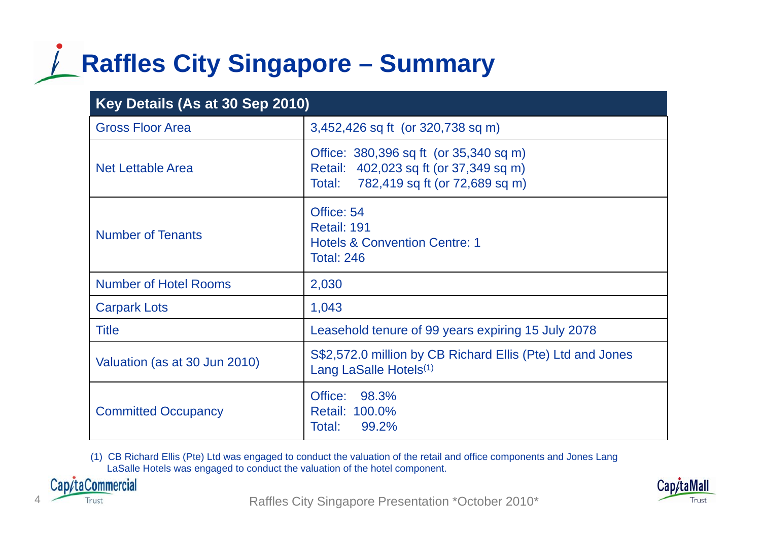# Raffles City Singapore – Summary

| Key Details (As at 30 Sep 2010) | |
|---|---|
| Gross Floor Area | 3,452,426 sq ft (or 320,738 sq m) |
| Net Lettable Area | Office: 380,396 sq ft (or 35,340 sq m)<br>Retail: 402,023 sq ft (or 37,349 sq m)<br>Total: 782,419 sq ft (or 72,689 sq m) |
| Number of Tenants | Office: 54<br>Retail: 191<br>Hotels & Convention Centre: 1<br>Total: 246 |
| Number of Hotel Rooms | 2,030 |
| Carpark Lots | 1,043 |
| Title | Leasehold tenure of 99 years expiring 15 July 2078 |
| Valuation (as at 30 Jun 2010) | S$2,572.0 million by CB Richard Ellis (Pte) Ltd and Jones Lang LaSalle Hotels(1) |
| Committed Occupancy | Office: 98.3%<br>Retail: 100.0%<br>Total: 99.2% |

(1) CB Richard Ellis (Pte) Ltd was engaged to conduct the valuation of the retail and office components and Jones Lang LaSalle Hotels was engaged to conduct the valuation of the hotel component.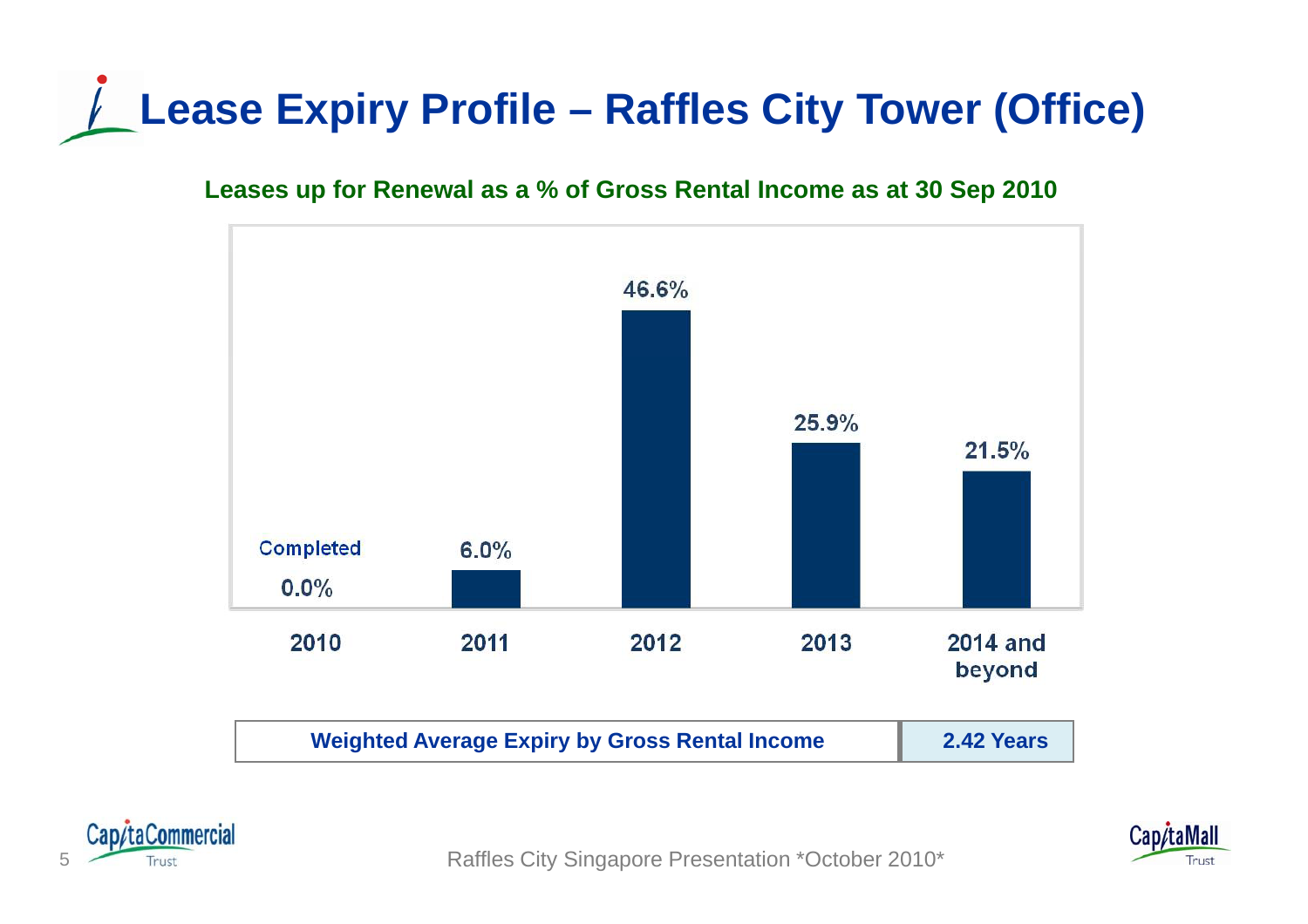# Lease Expiry Profile – Raffles City Tower (Office)

**Leases up for Renewal as a % of Gross Rental Income as at 30 Sep 2010**

| 2010 | 2011 | 2012 | 2013 | 2014 and beyond |
|---|---|---|---|---|
| Completed 0.0% | 6.0% | 46.6% | 25.9% | 21.5% |

| Weighted Average Expiry by Gross Rental Income | 2.42 Years |
|---|---|

Raffles City Singapore Presentation *October 2010*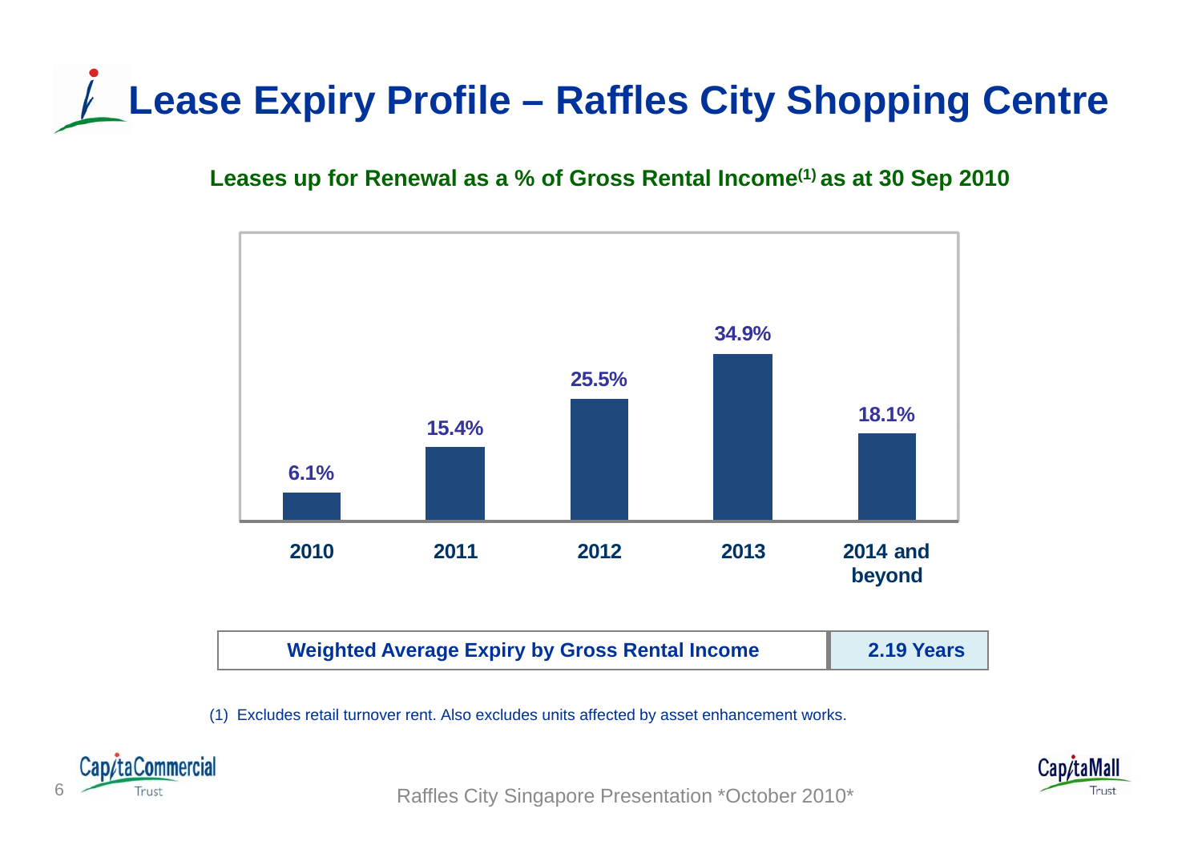# Lease Expiry Profile – Raffles City Shopping Centre

**Leases up for Renewal as a % of Gross Rental Income[1] as at 30 Sep 2010**

| Year | % of Gross Rental Income |
|---|---|
| 2010 | 6.1% |
| 2011 | 15.4% |
| 2012 | 25.5% |
| 2013 | 34.9% |
| 2014 and beyond | 18.1% |

| Weighted Average Expiry by Gross Rental Income | 2.19 Years |
|---|---|

(1) Excludes retail turnover rent. Also excludes units affected by asset enhancement works.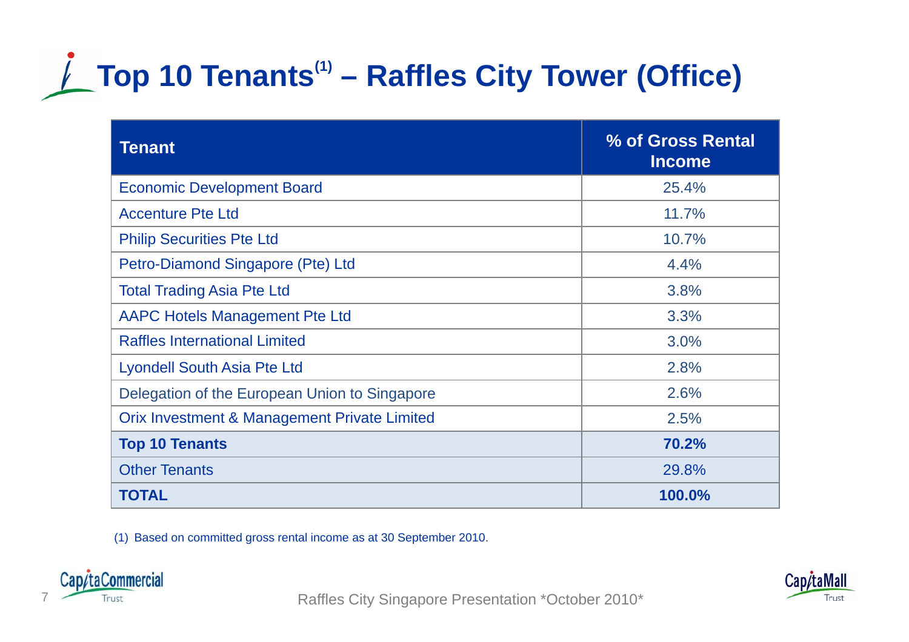# Top 10 Tenants[1] – Raffles City Tower (Office)

| Tenant | % of Gross Rental Income |
|---|---|
| Economic Development Board | 25.4% |
| Accenture Pte Ltd | 11.7% |
| Philip Securities Pte Ltd | 10.7% |
| Petro-Diamond Singapore (Pte) Ltd | 4.4% |
| Total Trading Asia Pte Ltd | 3.8% |
| AAPC Hotels Management Pte Ltd | 3.3% |
| Raffles International Limited | 3.0% |
| Lyondell South Asia Pte Ltd | 2.8% |
| Delegation of the European Union to Singapore | 2.6% |
| Orix Investment & Management Private Limited | 2.5% |
| **Top 10 Tenants** | **70.2%** |
| Other Tenants | 29.8% |
| **TOTAL** | **100.0%** |

(1) Based on committed gross rental income as at 30 September 2010.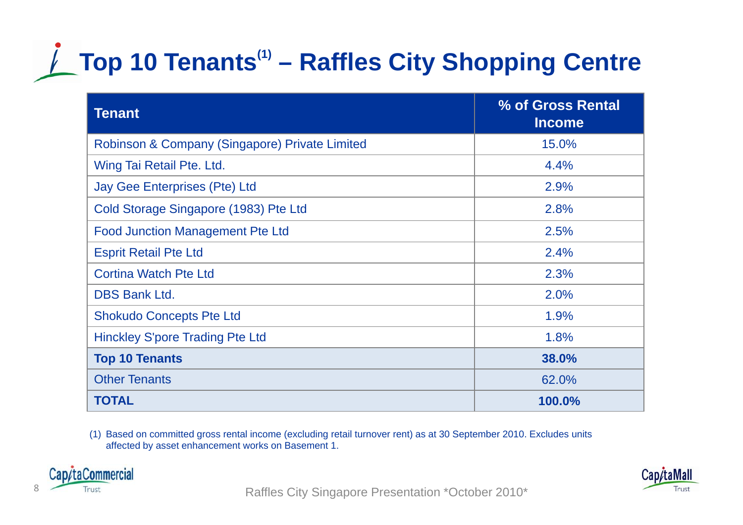# Top 10 Tenants[1] – Raffles City Shopping Centre

| Tenant | % of Gross Rental Income |
|---|---|
| Robinson & Company (Singapore) Private Limited | 15.0% |
| Wing Tai Retail Pte. Ltd. | 4.4% |
| Jay Gee Enterprises (Pte) Ltd | 2.9% |
| Cold Storage Singapore (1983) Pte Ltd | 2.8% |
| Food Junction Management Pte Ltd | 2.5% |
| Esprit Retail Pte Ltd | 2.4% |
| Cortina Watch Pte Ltd | 2.3% |
| DBS Bank Ltd. | 2.0% |
| Shokudo Concepts Pte Ltd | 1.9% |
| Hinckley S'pore Trading Pte Ltd | 1.8% |
| **Top 10 Tenants** | **38.0%** |
| Other Tenants | 62.0% |
| **TOTAL** | **100.0%** |

(1) Based on committed gross rental income (excluding retail turnover rent) as at 30 September 2010. Excludes units affected by asset enhancement works on Basement 1.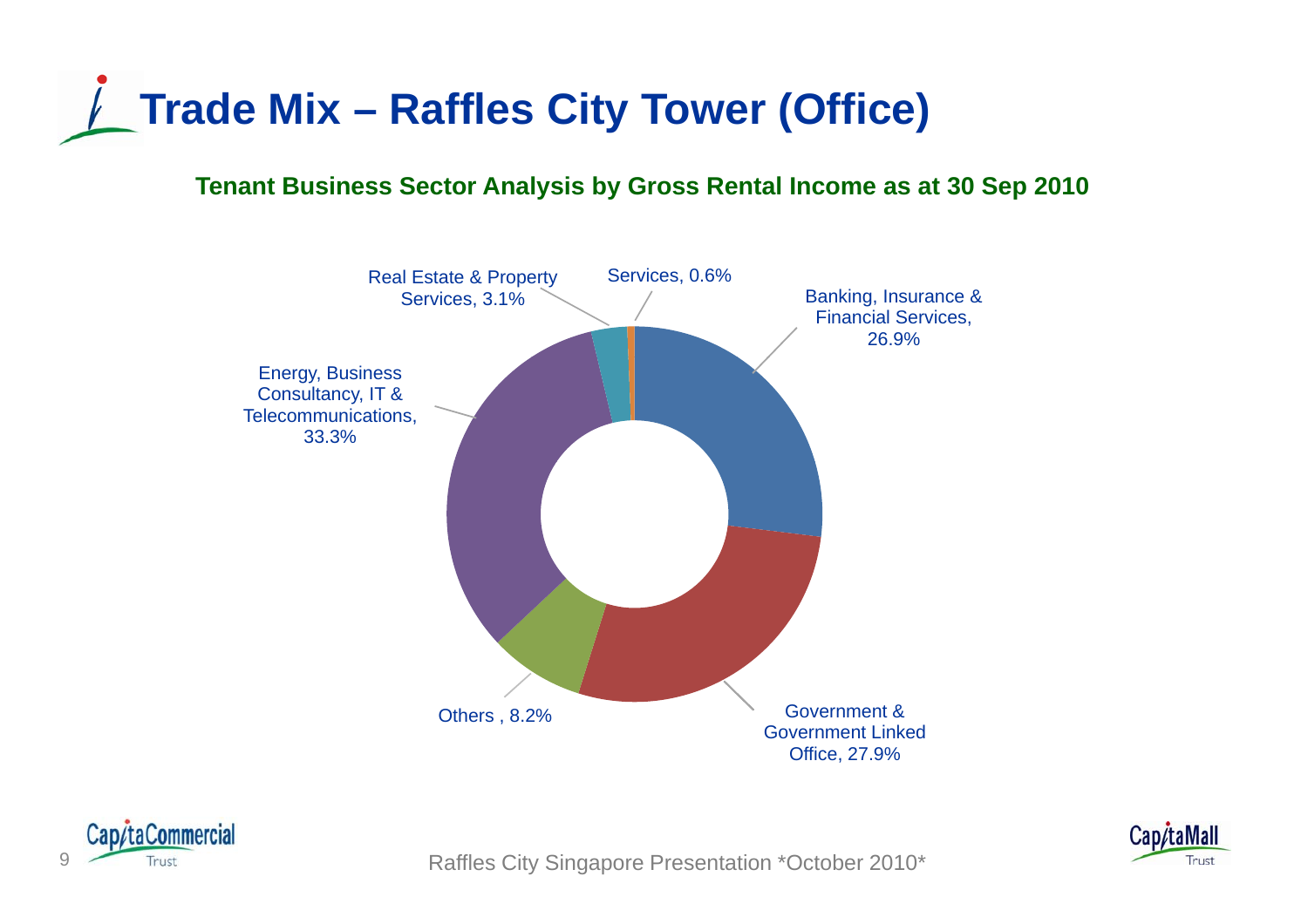# Trade Mix – Raffles City Tower (Office)

**Tenant Business Sector Analysis by Gross Rental Income as at 30 Sep 2010**

| Sector | % |
|---|---|
| Banking, Insurance & Financial Services | 26.9% |
| Government & Government Linked Office | 27.9% |
| Others | 8.2% |
| Energy, Business Consultancy, IT & Telecommunications | 33.3% |
| Real Estate & Property Services | 3.1% |
| Services | 0.6% |

Raffles City Singapore Presentation *October 2010*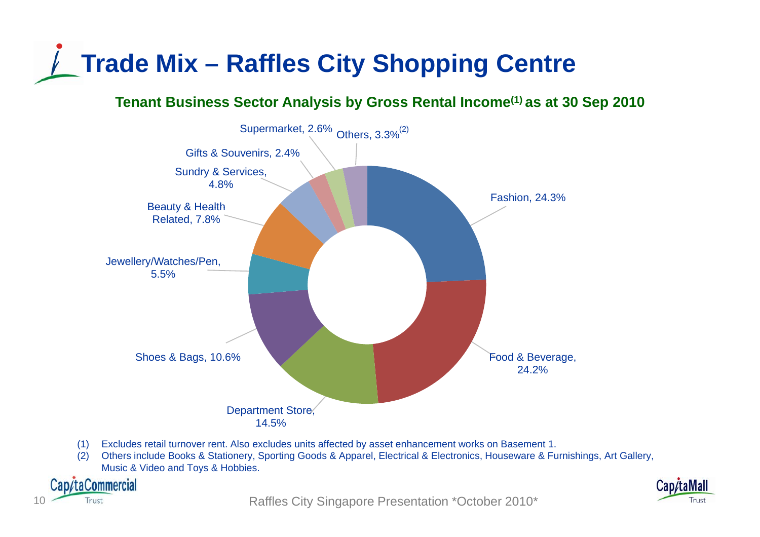# Trade Mix – Raffles City Shopping Centre

## Tenant Business Sector Analysis by Gross Rental Income[1] as at 30 Sep 2010

| Trade Sector | % |
| --- | --- |
| Fashion | 24.3% |
| Food & Beverage | 24.2% |
| Department Store | 14.5% |
| Shoes & Bags | 10.6% |
| Jewellery/Watches/Pen | 5.5% |
| Beauty & Health Related | 7.8% |
| Sundry & Services | 4.8% |
| Gifts & Souvenirs | 2.4% |
| Supermarket | 2.6% |
| Others[2] | 3.3% |

(1) Excludes retail turnover rent. Also excludes units affected by asset enhancement works on Basement 1.

(2) Others include Books & Stationery, Sporting Goods & Apparel, Electrical & Electronics, Houseware & Furnishings, Art Gallery, Music & Video and Toys & Hobbies.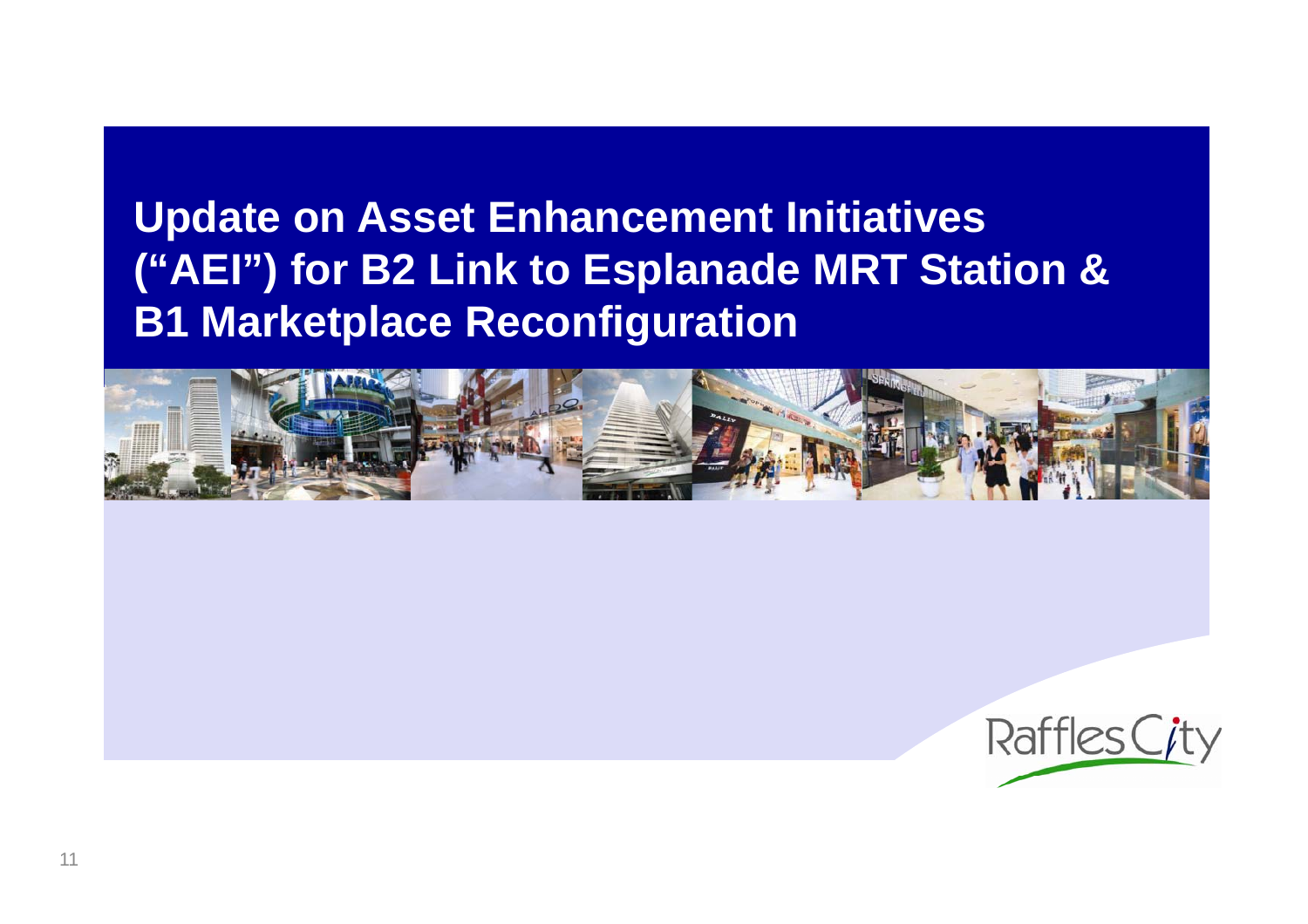# Update on Asset Enhancement Initiatives ("AEI") for B2 Link to Esplanade MRT Station & B1 Marketplace Reconfiguration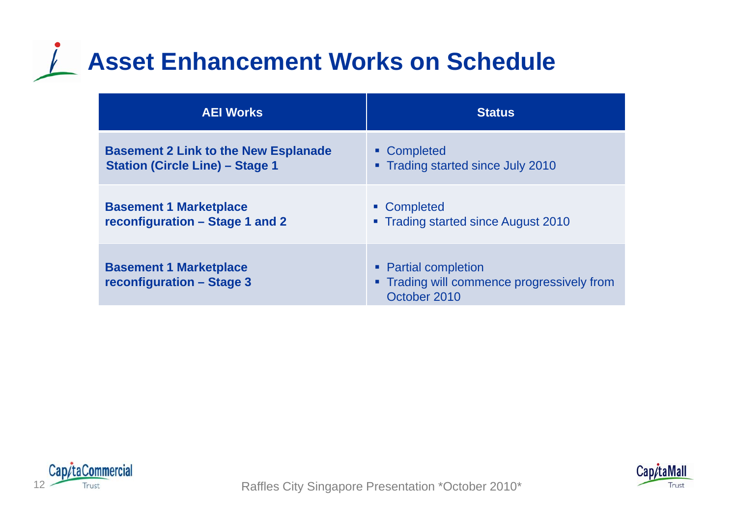# Asset Enhancement Works on Schedule

| AEI Works | Status |
|---|---|
| **Basement 2 Link to the New Esplanade Station (Circle Line) – Stage 1** | ▪ Completed<br>▪ Trading started since July 2010 |
| **Basement 1 Marketplace reconfiguration – Stage 1 and 2** | ▪ Completed<br>▪ Trading started since August 2010 |
| **Basement 1 Marketplace reconfiguration – Stage 3** | ▪ Partial completion<br>▪ Trading will commence progressively from October 2010 |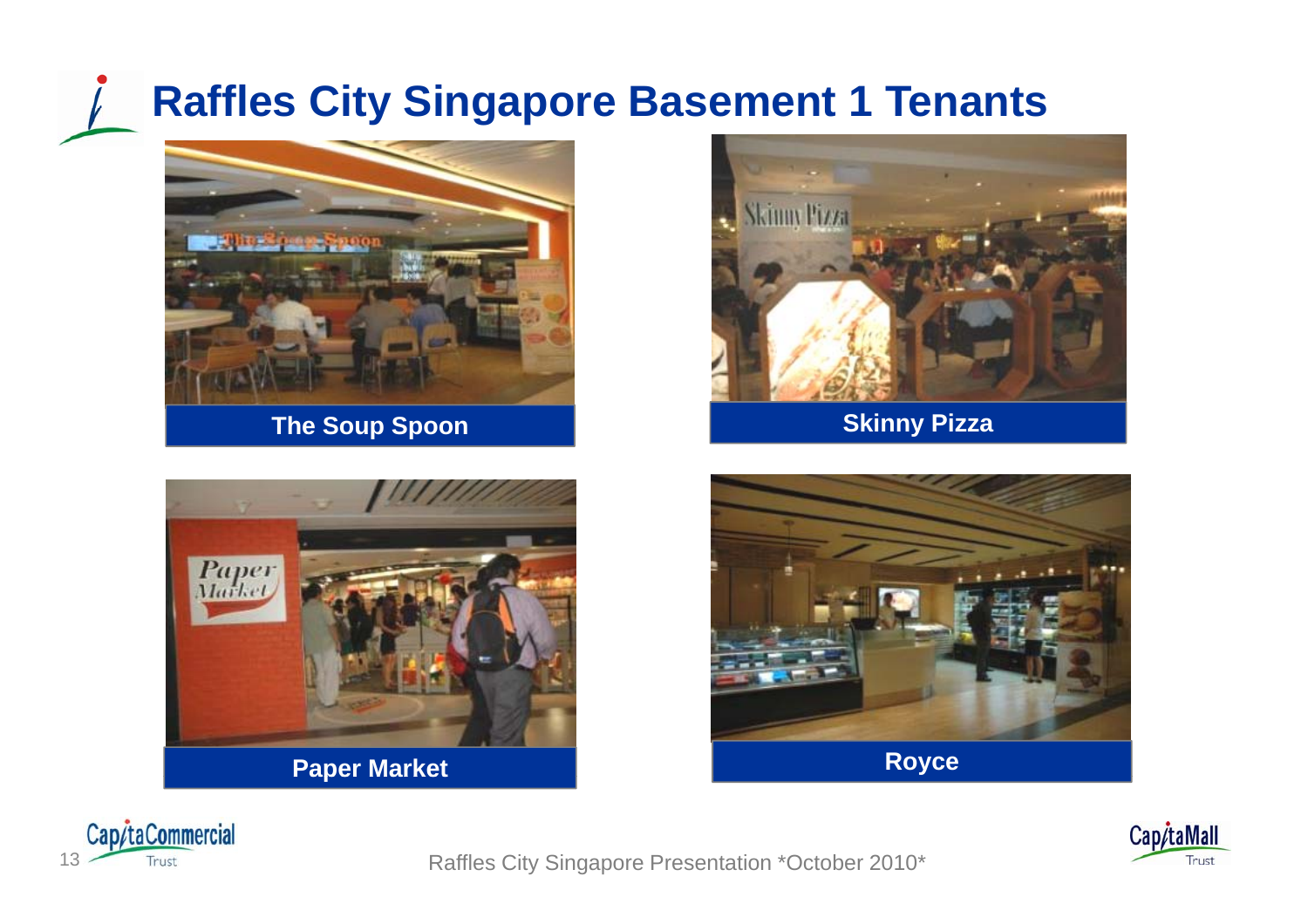# Raffles City Singapore Basement 1 Tenants

The Soup Spoon

Skinny Pizza

Paper Market

Royce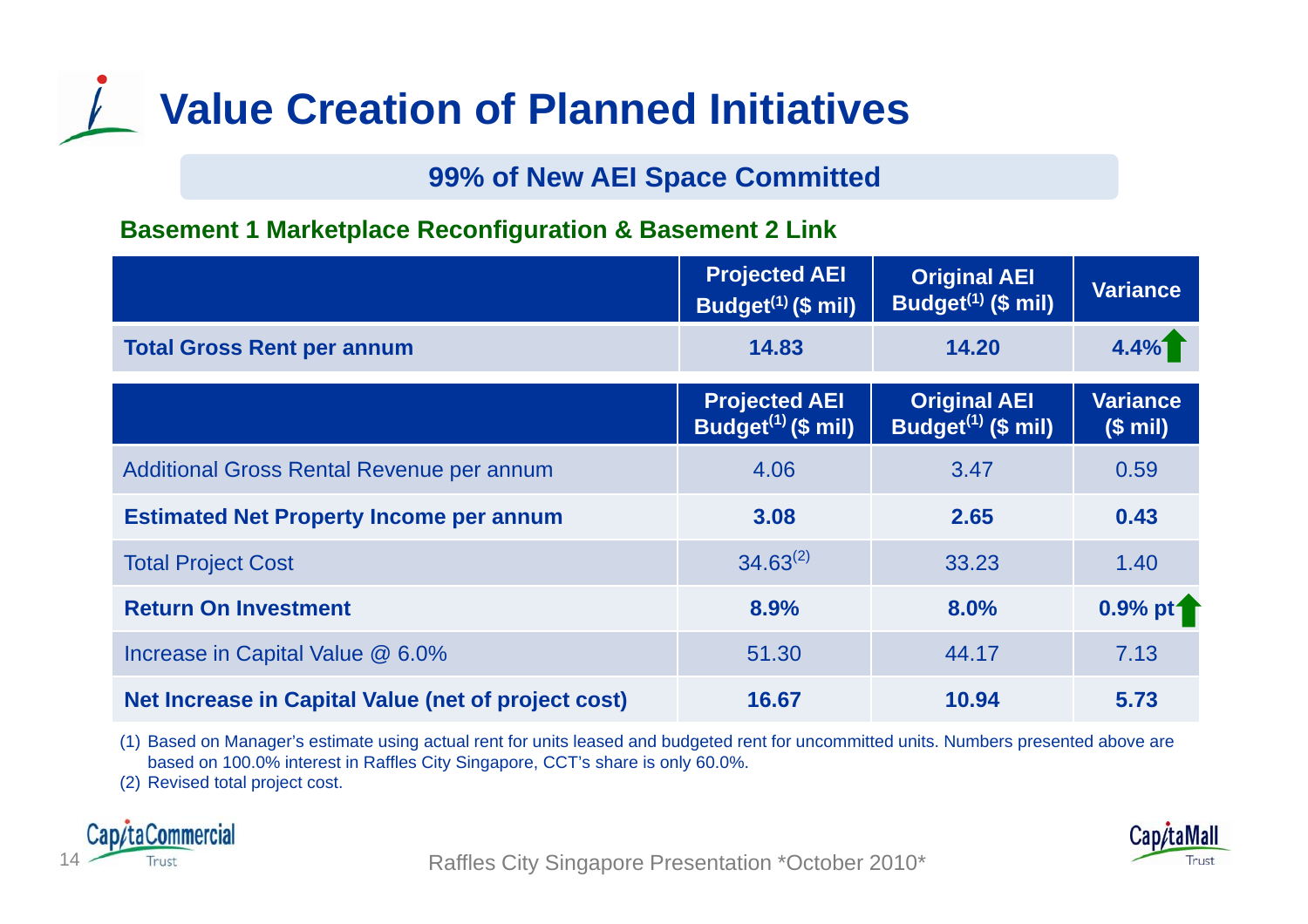# Value Creation of Planned Initiatives

**99% of New AEI Space Committed**

**Basement 1 Marketplace Reconfiguration & Basement 2 Link**

| | Projected AEI Budget(1) ($ mil) | Original AEI Budget(1) ($ mil) | Variance |
|---|---|---|---|
| **Total Gross Rent per annum** | **14.83** | **14.20** | **4.4%** ↑ |

| | Projected AEI Budget(1) ($ mil) | Original AEI Budget(1) ($ mil) | Variance ($ mil) |
|---|---|---|---|
| Additional Gross Rental Revenue per annum | 4.06 | 3.47 | 0.59 |
| **Estimated Net Property Income per annum** | **3.08** | **2.65** | **0.43** |
| Total Project Cost | 34.63(2) | 33.23 | 1.40 |
| **Return On Investment** | **8.9%** | **8.0%** | **0.9% pt** ↑ |
| Increase in Capital Value @ 6.0% | 51.30 | 44.17 | 7.13 |
| **Net Increase in Capital Value (net of project cost)** | **16.67** | **10.94** | **5.73** |

(1) Based on Manager's estimate using actual rent for units leased and budgeted rent for uncommitted units. Numbers presented above are based on 100.0% interest in Raffles City Singapore, CCT's share is only 60.0%.

(2) Revised total project cost.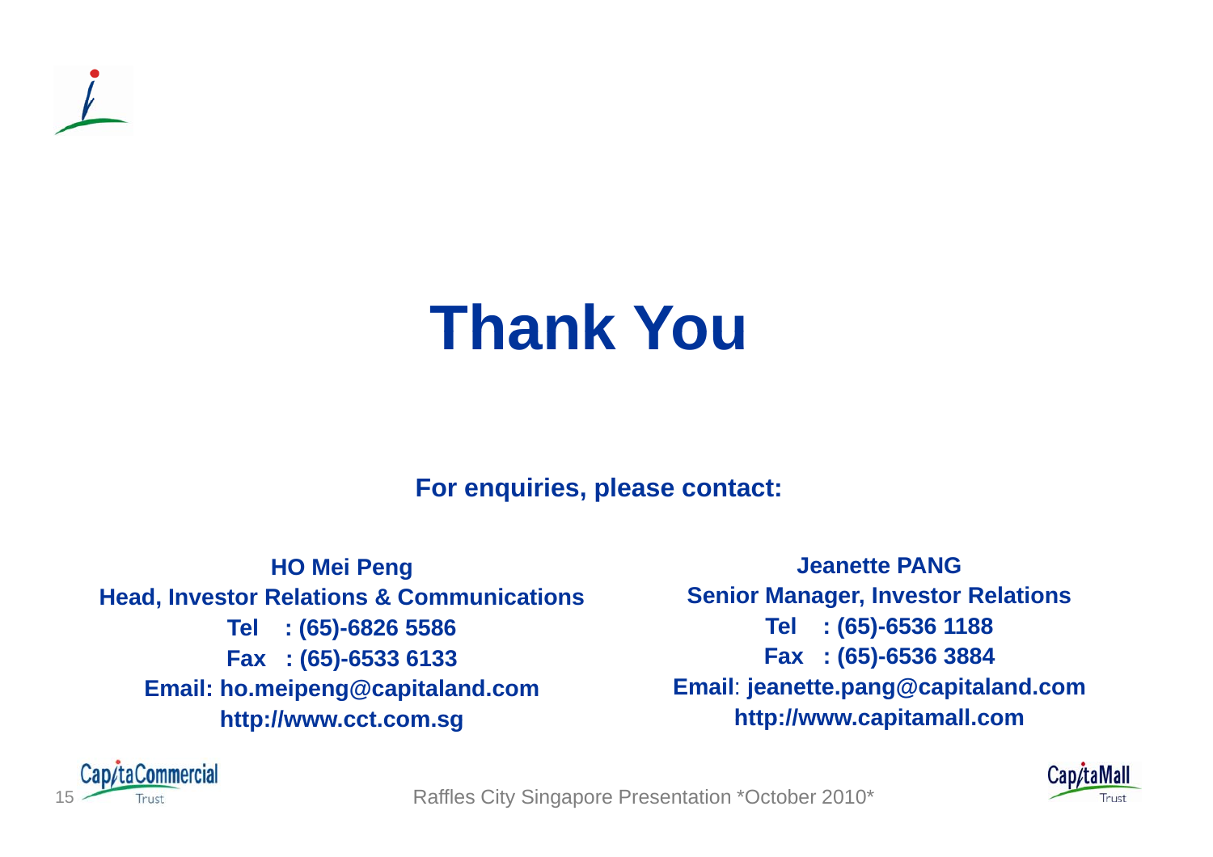# Thank You

**For enquiries, please contact:**

**HO Mei Peng**
**Head, Investor Relations & Communications**
**Tel : (65)-6826 5586**
**Fax : (65)-6533 6133**
**Email: ho.meipeng@capitaland.com**
**http://www.cct.com.sg**

**Jeanette PANG**
**Senior Manager, Investor Relations**
**Tel : (65)-6536 1188**
**Fax : (65)-6536 3884**
**Email: jeanette.pang@capitaland.com**
**http://www.capitamall.com**